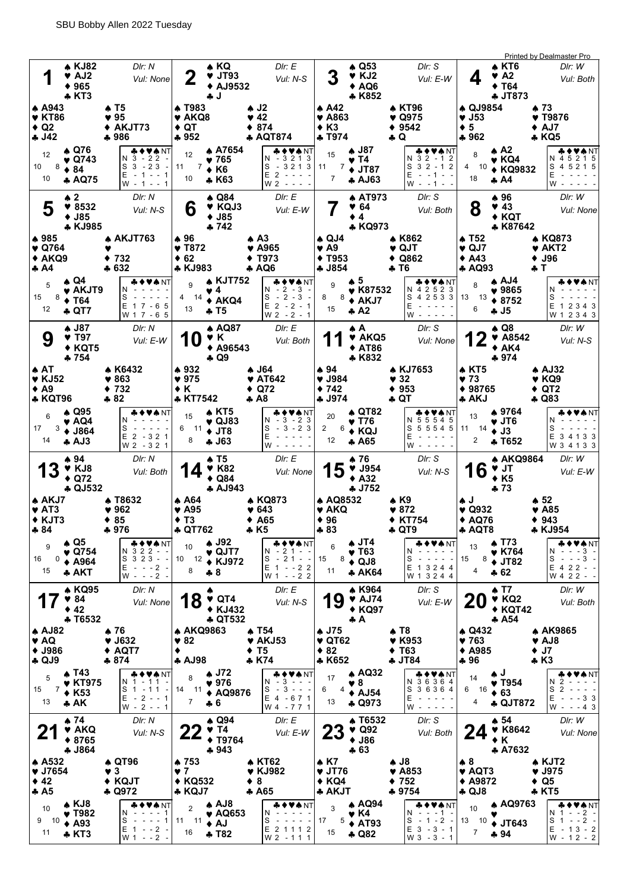# SBU Bobby Allen 2022 Tuesday

Printed by Dealmaster Pro

## Board 1
Dlr: N, Vul: None

| Seat | ♠ | ♥ | ♦ | ♣ |
|---|---|---|---|---|
| North | KJ82 | AJ2 | 965 | KT3 |
| West | A943 | KT86 | Q2 | J42 |
| East | T5 | 95 | AKJT73 | 986 |
| South | Q76 | Q743 | 84 | AQ75 |

HCP: N 12, W 10, E 8, S 10

| | ♣ | ♦ | ♥ | ♠ | NT |
|---|---|---|---|---|---|
| N | 3 | - | 2 | 2 | - |
| S | 3 | - | 2 | 3 | - |
| E | - | 1 | - | - | 1 |
| W | - | 1 | - | - | 1 |

## Board 2
Dlr: E, Vul: N-S

| Seat | ♠ | ♥ | ♦ | ♣ |
|---|---|---|---|---|
| North | KQ | JT93 | AJ9532 | J |
| West | T983 | AKQ8 | QT | 952 |
| East | J2 | 42 | 874 | AQT874 |
| South | A7654 | 765 | K6 | K63 |

HCP: N 12, W 11, E 7, S 10

| | ♣ | ♦ | ♥ | ♠ | NT |
|---|---|---|---|---|---|
| N | - | 3 | 2 | 1 | 3 |
| S | - | 3 | 2 | 1 | 3 |
| E | 2 | - | - | - | - |
| W | 2 | - | - | - | - |

## Board 3
Dlr: S, Vul: E-W

| Seat | ♠ | ♥ | ♦ | ♣ |
|---|---|---|---|---|
| North | Q53 | KJ2 | AQ6 | K852 |
| West | A42 | A863 | K3 | T974 |
| East | KT96 | Q975 | 9542 | Q |
| South | J87 | T4 | JT87 | AJ63 |

HCP: N 15, W 11, E 7, S 7

| | ♣ | ♦ | ♥ | ♠ | NT |
|---|---|---|---|---|---|
| N | 3 | 2 | - | 1 | 2 |
| S | 3 | 2 | - | 1 | 2 |
| E | - | - | 1 | - | - |
| W | - | - | 1 | - | - |

## Board 4
Dlr: W, Vul: Both

| Seat | ♠ | ♥ | ♦ | ♣ |
|---|---|---|---|---|
| North | KT6 | A2 | T64 | JT873 |
| West | QJ9854 | J53 | 5 | 962 |
| East | 73 | T9876 | AJ7 | KQ5 |
| South | A2 | KQ4 | KQ9832 | A4 |

HCP: N 8, W 4, E 10, S 18

| | ♣ | ♦ | ♥ | ♠ | NT |
|---|---|---|---|---|---|
| N | 4 | 5 | 2 | 1 | 5 |
| S | 4 | 5 | 2 | 1 | 5 |
| E | - | - | - | - | - |
| W | - | - | - | - | - |

## Board 5
Dlr: N, Vul: N-S

| Seat | ♠ | ♥ | ♦ | ♣ |
|---|---|---|---|---|
| North | 2 | 8532 | J85 | KJ985 |
| West | 985 | Q764 | AKQ9 | A4 |
| East | AKJT763 | — | 732 | 632 |
| South | Q4 | AKJT9 | T64 | QT7 |

HCP: N 5, W 15, E 8, S 12

| | ♣ | ♦ | ♥ | ♠ | NT |
|---|---|---|---|---|---|
| N | - | - | - | - | - |
| S | - | - | - | - | - |
| E | 1 | 7 | - | 6 | 5 |
| W | 1 | 7 | - | 6 | 5 |

## Board 6
Dlr: E, Vul: E-W

| Seat | ♠ | ♥ | ♦ | ♣ |
|---|---|---|---|---|
| North | Q84 | KQJ3 | J85 | 742 |
| West | 96 | T872 | 62 | KJ983 |
| East | A3 | A965 | T973 | AQ6 |
| South | KJT752 | 4 | AKQ4 | T5 |

HCP: N 9, W 4, E 14, S 13

| | ♣ | ♦ | ♥ | ♠ | NT |
|---|---|---|---|---|---|
| N | - | 2 | - | 3 | - |
| S | - | 2 | - | 3 | - |
| E | 2 | - | 2 | - | 1 |
| W | 2 | - | 2 | - | 1 |

## Board 7
Dlr: S, Vul: Both

| Seat | ♠ | ♥ | ♦ | ♣ |
|---|---|---|---|---|
| North | AT973 | 64 | 4 | KQ973 |
| West | QJ4 | A9 | T953 | J854 |
| East | K862 | QJT | Q862 | T6 |
| South | 5 | K87532 | AKJ7 | A2 |

HCP: N 9, W 8, E 8, S 15

| | ♣ | ♦ | ♥ | ♠ | NT |
|---|---|---|---|---|---|
| N | 4 | 2 | 5 | 2 | 3 |
| S | 4 | 2 | 5 | 3 | 3 |
| E | - | - | - | - | - |
| W | - | - | - | - | - |

## Board 8
Dlr: W, Vul: None

| Seat | ♠ | ♥ | ♦ | ♣ |
|---|---|---|---|---|
| North | 96 | 43 | KQT | K87642 |
| West | T52 | QJ7 | A43 | AQ93 |
| East | KQ873 | AKT2 | J96 | T |
| South | AJ4 | 9865 | 8752 | J5 |

HCP: N 8, W 13, E 13, S 6

| | ♣ | ♦ | ♥ | ♠ | NT |
|---|---|---|---|---|---|
| N | - | - | - | - | - |
| S | - | - | - | - | - |
| E | 1 | 2 | 3 | 4 | 3 |
| W | 1 | 2 | 3 | 4 | 3 |

## Board 9
Dlr: N, Vul: E-W

| Seat | ♠ | ♥ | ♦ | ♣ |
|---|---|---|---|---|
| North | J87 | T97 | KQT5 | 754 |
| West | AT | KJ52 | A9 | KQT96 |
| East | K6432 | 863 | 732 | 82 |
| South | Q95 | AQ4 | J864 | AJ3 |

HCP: N 6, W 17, E 3, S 14

| | ♣ | ♦ | ♥ | ♠ | NT |
|---|---|---|---|---|---|
| N | - | - | - | - | - |
| S | - | - | - | - | - |
| E | 2 | - | 3 | 2 | 1 |
| W | 2 | - | 3 | 2 | 1 |

## Board 10
Dlr: E, Vul: Both

| Seat | ♠ | ♥ | ♦ | ♣ |
|---|---|---|---|---|
| North | AQ87 | K | A96543 | Q9 |
| West | 932 | 975 | K | KT7542 |
| East | J64 | AT642 | Q72 | A8 |
| South | KT5 | QJ83 | JT8 | J63 |

HCP: N 15, W 6, E 11, S 8

| | ♣ | ♦ | ♥ | ♠ | NT |
|---|---|---|---|---|---|
| N | - | 3 | - | 2 | 3 |
| S | - | 3 | - | 2 | 3 |
| E | - | - | - | - | - |
| W | - | - | - | - | - |

## Board 11
Dlr: S, Vul: None

| Seat | ♠ | ♥ | ♦ | ♣ |
|---|---|---|---|---|
| North | A | AKQ5 | AT86 | K832 |
| West | 94 | J984 | 742 | J974 |
| East | KJ7653 | 32 | 953 | QT |
| South | QT82 | T76 | KQJ | A65 |

HCP: N 20, W 2, E 6, S 12

| | ♣ | ♦ | ♥ | ♠ | NT |
|---|---|---|---|---|---|
| N | 5 | 5 | 5 | 4 | 5 |
| S | 5 | 5 | 5 | 4 | 5 |
| E | - | - | - | - | - |
| W | - | - | - | - | - |

## Board 12
Dlr: W, Vul: N-S

| Seat | ♠ | ♥ | ♦ | ♣ |
|---|---|---|---|---|
| North | Q8 | A8542 | AK4 | 974 |
| West | KT5 | 73 | 98765 | AKJ |
| East | AJ32 | KQ9 | QT2 | Q83 |
| South | 9764 | JT6 | J3 | T652 |

HCP: N 13, W 11, E 14, S 2

| | ♣ | ♦ | ♥ | ♠ | NT |
|---|---|---|---|---|---|
| N | - | - | - | - | - |
| S | - | - | - | - | - |
| E | 3 | 4 | 1 | 3 | 3 |
| W | 3 | 4 | 1 | 3 | 3 |

## Board 13
Dlr: N, Vul: Both

| Seat | ♠ | ♥ | ♦ | ♣ |
|---|---|---|---|---|
| North | 94 | KJ8 | Q72 | QJ532 |
| West | AKJ7 | AT3 | KJT3 | 84 |
| East | T8632 | 962 | 85 | 976 |
| South | Q5 | Q754 | A964 | AKT |

HCP: N 9, W 16, E 0, S 15

| | ♣ | ♦ | ♥ | ♠ | NT |
|---|---|---|---|---|---|
| N | 3 | 2 | 2 | - | - |
| S | 3 | 2 | 3 | - | - |
| E | - | - | - | 2 | - |
| W | - | - | - | 2 | - |

## Board 14
Dlr: E, Vul: None

| Seat | ♠ | ♥ | ♦ | ♣ |
|---|---|---|---|---|
| North | T5 | K82 | Q84 | AJ943 |
| West | A64 | A95 | T3 | QT762 |
| East | KQ873 | 643 | A65 | K5 |
| South | J92 | QJT7 | KJ972 | 8 |

HCP: N 10, W 10, E 12, S 8

| | ♣ | ♦ | ♥ | ♠ | NT |
|---|---|---|---|---|---|
| N | - | 2 | 1 | - | - |
| S | - | 2 | 1 | - | - |
| E | 1 | - | - | 2 | 2 |
| W | 1 | - | - | 2 | 2 |

## Board 15
Dlr: S, Vul: N-S

| Seat | ♠ | ♥ | ♦ | ♣ |
|---|---|---|---|---|
| North | 76 | J954 | A32 | J752 |
| West | AQ8532 | AKQ | 96 | 83 |
| East | K9 | 872 | KT754 | QT9 |
| South | JT4 | T63 | QJ8 | AK64 |

HCP: N 6, W 15, E 8, S 11

| | ♣ | ♦ | ♥ | ♠ | NT |
|---|---|---|---|---|---|
| N | - | - | - | - | - |
| S | - | - | - | - | - |
| E | 1 | 3 | 2 | 4 | 4 |
| W | 1 | 3 | 2 | 4 | 4 |

## Board 16
Dlr: W, Vul: E-W

| Seat | ♠ | ♥ | ♦ | ♣ |
|---|---|---|---|---|
| North | AKQ9864 | JT | K5 | 73 |
| West | J | Q932 | AQ76 | AQT8 |
| East | 52 | A85 | 943 | KJ954 |
| South | T73 | K764 | JT82 | 62 |

HCP: N 13, W 15, E 8, S 4

| | ♣ | ♦ | ♥ | ♠ | NT |
|---|---|---|---|---|---|
| N | - | - | - | 3 | - |
| S | - | - | - | 3 | - |
| E | 4 | 2 | 2 | - | - |
| W | 4 | 2 | 2 | - | - |

## Board 17
Dlr: N, Vul: None

| Seat | ♠ | ♥ | ♦ | ♣ |
|---|---|---|---|---|
| North | KQ95 | 84 | 42 | T6532 |
| West | AJ82 | AQ | J986 | QJ9 |
| East | 76 | J632 | AQT7 | 874 |
| South | T43 | KT975 | K53 | AK |

HCP: N 5, W 15, E 7, S 13

| | ♣ | ♦ | ♥ | ♠ | NT |
|---|---|---|---|---|---|
| N | 1 | - | 1 | 1 | - |
| S | 1 | - | 1 | 1 | - |
| E | - | 2 | - | - | 1 |
| W | - | 2 | - | - | 1 |

## Board 18
Dlr: E, Vul: N-S

| Seat | ♠ | ♥ | ♦ | ♣ |
|---|---|---|---|---|
| North | — | QT4 | KJ432 | QT532 |
| West | AKQ9863 | 82 | — | AJ98 |
| East | T54 | AKJ53 | T5 | K74 |
| South | J72 | 976 | AQ9876 | 6 |

HCP: N 8, W 14, E 11, S 7

| | ♣ | ♦ | ♥ | ♠ | NT |
|---|---|---|---|---|---|
| N | - | 3 | - | - | - |
| S | - | 3 | - | - | - |
| E | 4 | - | 7 | 7 | 1 |
| W | 4 | - | 7 | 7 | 1 |

## Board 19
Dlr: S, Vul: E-W

| Seat | ♠ | ♥ | ♦ | ♣ |
|---|---|---|---|---|
| North | K964 | AJ74 | KQ97 | A |
| West | J75 | QT62 | 82 | K652 |
| East | T8 | K953 | T63 | JT84 |
| South | AQ32 | 8 | AJ54 | Q973 |

HCP: N 17, W 6, E 4, S 13

| | ♣ | ♦ | ♥ | ♠ | NT |
|---|---|---|---|---|---|
| N | 3 | 6 | 3 | 6 | 4 |
| S | 3 | 6 | 3 | 6 | 4 |
| E | - | - | - | - | - |
| W | - | - | - | - | - |

## Board 20
Dlr: W, Vul: Both

| Seat | ♠ | ♥ | ♦ | ♣ |
|---|---|---|---|---|
| North | T7 | KQ2 | KQT42 | A54 |
| West | Q432 | 763 | A985 | 96 |
| East | AK9865 | AJ8 | J7 | K3 |
| South | J | T954 | 63 | QJT872 |

HCP: N 14, W 6, E 16, S 4

| | ♣ | ♦ | ♥ | ♠ | NT |
|---|---|---|---|---|---|
| N | 2 | - | - | - | - |
| S | 2 | - | - | - | - |
| E | - | - | - | 3 | 3 |
| W | - | - | - | 4 | 3 |

## Board 21
Dlr: N, Vul: N-S

| Seat | ♠ | ♥ | ♦ | ♣ |
|---|---|---|---|---|
| North | 74 | AKQ | 8765 | J864 |
| West | A532 | J7654 | 42 | A5 |
| East | QT96 | 3 | KQJT | Q972 |
| South | KJ8 | T982 | A93 | KT3 |

HCP: N 10, W 9, E 10, S 11

| | ♣ | ♦ | ♥ | ♠ | NT |
|---|---|---|---|---|---|
| N | - | - | - | - | 1 |
| S | - | - | - | - | 1 |
| E | 1 | - | - | 2 | - |
| W | 1 | - | - | 2 | - |

## Board 22
Dlr: E, Vul: E-W

| Seat | ♠ | ♥ | ♦ | ♣ |
|---|---|---|---|---|
| North | Q94 | T4 | T9764 | 943 |
| West | 753 | 7 | KQ532 | KQJ7 |
| East | KT62 | KJ982 | 8 | A65 |
| South | AJ8 | AQ653 | AJ | T82 |

HCP: N 2, W 11, E 11, S 16

| | ♣ | ♦ | ♥ | ♠ | NT |
|---|---|---|---|---|---|
| N | - | - | - | - | - |
| S | - | - | - | - | - |
| E | 2 | 1 | 1 | 1 | 2 |
| W | 2 | - | 1 | 1 | 1 |

## Board 23
Dlr: S, Vul: Both

| Seat | ♠ | ♥ | ♦ | ♣ |
|---|---|---|---|---|
| North | T6532 | Q92 | J86 | 63 |
| West | K7 | JT76 | KQ4 | AKJT |
| East | J8 | A853 | 752 | 9754 |
| South | AQ94 | K4 | AT93 | Q82 |

HCP: N 3, W 17, E 5, S 15

| | ♣ | ♦ | ♥ | ♠ | NT |
|---|---|---|---|---|---|
| N | - | - | - | 1 | - |
| S | - | 1 | - | 2 | - |
| E | 3 | - | 3 | - | 1 |
| W | 3 | - | 3 | - | 1 |

## Board 24
Dlr: W, Vul: None

| Seat | ♠ | ♥ | ♦ | ♣ |
|---|---|---|---|---|
| North | 54 | K8642 | K | A7632 |
| West | 8 | AQT3 | A9872 | QJ8 |
| East | KJT2 | J975 | Q5 | KT5 |
| South | AQ9763 | — | JT643 | 94 |

HCP: N 10, W 13, E 10, S 7

| | ♣ | ♦ | ♥ | ♠ | NT |
|---|---|---|---|---|---|
| N | 1 | - | - | 2 | - |
| S | 1 | - | - | 2 | - |
| E | - | 1 | 3 | - | 2 |
| W | - | 1 | 2 | - | 2 |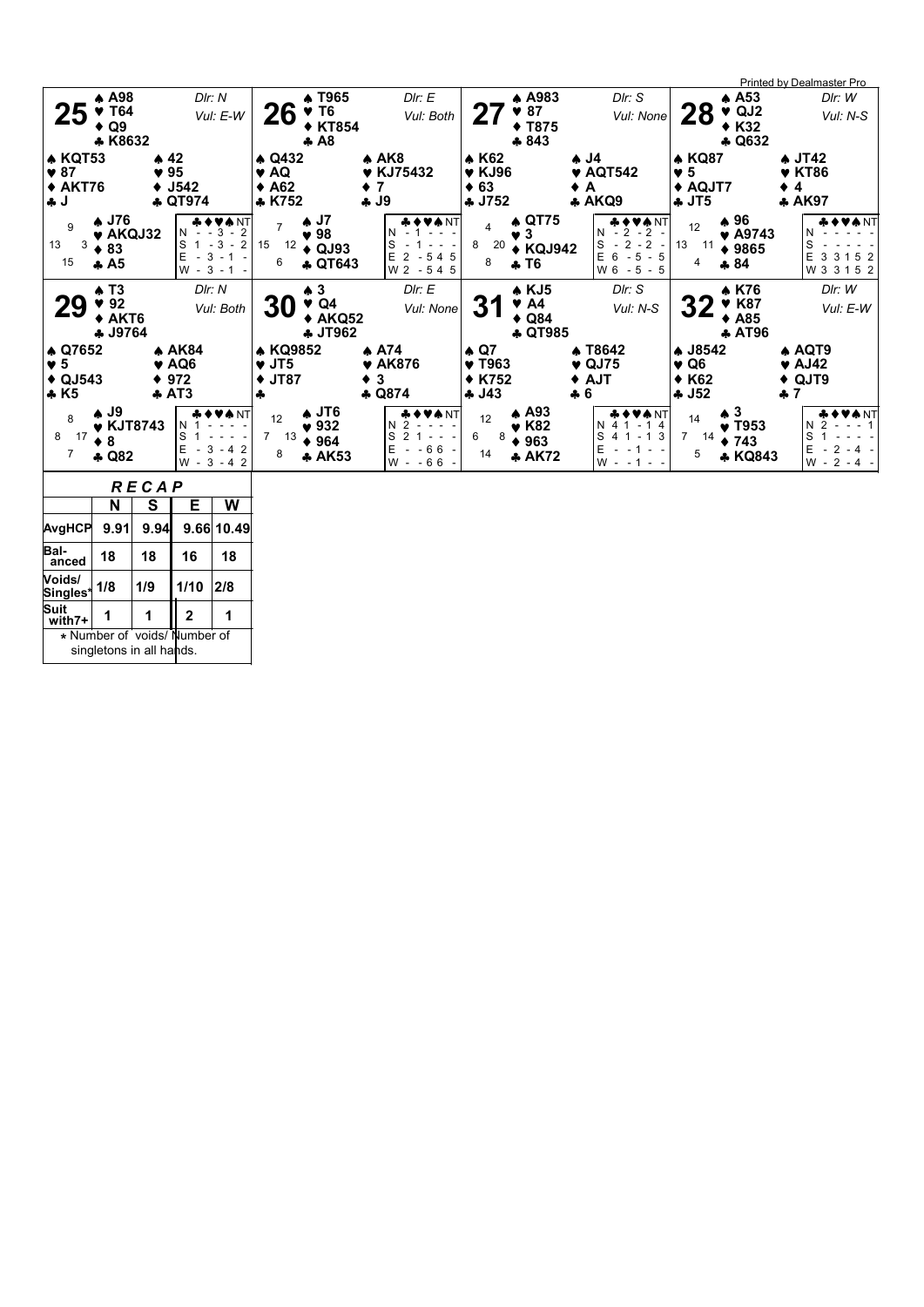Printed by Dealmaster Pro

## Board 25

Dlr: N — Vul: E-W

North: ♠ A98 ♥ T64 ♦ Q9 ♣ K8632

West: ♠ KQT53 ♥ 87 ♦ AKT76 ♣ J

East: ♠ 42 ♥ 95 ♦ J542 ♣ QT974

South: ♠ J76 ♥ AKQJ32 ♦ 83 ♣ A5

HCP: N 9, W 13, E 3, S 15

| | ♣ | ♦ | ♥ | ♠ | NT |
|---|---|---|---|---|---|
| N | - | - | 3 | - | 2 |
| S | 1 | - | 3 | - | 2 |
| E | - | 3 | - | 1 | - |
| W | - | 3 | - | 1 | - |

## Board 26

Dlr: E — Vul: Both

North: ♠ T965 ♥ T6 ♦ KT854 ♣ A8

West: ♠ Q432 ♥ AQ ♦ A62 ♣ K752

East: ♠ AK8 ♥ KJ75432 ♦ 7 ♣ J9

South: ♠ J7 ♥ 98 ♦ QJ93 ♣ QT643

HCP: N 7, W 15, E 12, S 6

| | ♣ | ♦ | ♥ | ♠ | NT |
|---|---|---|---|---|---|
| N | - | 1 | - | - | - |
| S | - | 1 | - | - | - |
| E | 2 | - | 5 | 4 | 5 |
| W | 2 | - | 5 | 4 | 5 |

## Board 27

Dlr: S — Vul: None

North: ♠ A983 ♥ 87 ♦ T875 ♣ 843

West: ♠ K62 ♥ KJ96 ♦ 63 ♣ J752

East: ♠ J4 ♥ AQT542 ♦ A ♣ AKQ9

South: ♠ QT75 ♥ 3 ♦ KQJ942 ♣ T6

HCP: N 4, W 8, E 20, S 8

| | ♣ | ♦ | ♥ | ♠ | NT |
|---|---|---|---|---|---|
| N | - | 2 | - | 2 | - |
| S | - | 2 | - | 2 | - |
| E | 6 | - | 5 | - | 5 |
| W | 6 | - | 5 | - | 5 |

## Board 28

Dlr: W — Vul: N-S

North: ♠ A53 ♥ QJ2 ♦ K32 ♣ Q632

West: ♠ KQ87 ♥ 5 ♦ AQJT7 ♣ JT5

East: ♠ JT42 ♥ KT86 ♦ 4 ♣ AK97

South: ♠ 96 ♥ A9743 ♦ 9865 ♣ 84

HCP: N 12, W 13, E 11, S 4

| | ♣ | ♦ | ♥ | ♠ | NT |
|---|---|---|---|---|---|
| N | - | - | - | - | - |
| S | - | - | - | - | - |
| E | 3 | 3 | 1 | 5 | 2 |
| W | 3 | 3 | 1 | 5 | 2 |

## Board 29

Dlr: N — Vul: Both

North: ♠ T3 ♥ 92 ♦ AKT6 ♣ J9764

West: ♠ Q7652 ♥ 5 ♦ QJ543 ♣ K5

East: ♠ AK84 ♥ AQ6 ♦ 972 ♣ AT3

South: ♠ J9 ♥ KJT8743 ♦ 8 ♣ Q82

HCP: N 8, W 8, E 17, S 7

| | ♣ | ♦ | ♥ | ♠ | NT |
|---|---|---|---|---|---|
| N | 1 | - | - | - | - |
| S | 1 | - | - | - | - |
| E | - | 3 | - | 4 | 2 |
| W | - | 3 | - | 4 | 2 |

## Board 30

Dlr: E — Vul: None

North: ♠ 3 ♥ Q4 ♦ AKQ52 ♣ JT962

West: ♠ KQ9852 ♥ JT5 ♦ JT87 ♣ —

East: ♠ A74 ♥ AK876 ♦ 3 ♣ Q874

South: ♠ JT6 ♥ 932 ♦ 964 ♣ AK53

HCP: N 12, W 7, E 13, S 8

| | ♣ | ♦ | ♥ | ♠ | NT |
|---|---|---|---|---|---|
| N | 2 | - | - | - | - |
| S | 2 | 1 | - | - | - |
| E | - | - | 6 | 6 | - |
| W | - | - | 6 | 6 | - |

## Board 31

Dlr: S — Vul: N-S

North: ♠ KJ5 ♥ A4 ♦ Q84 ♣ QT985

West: ♠ Q7 ♥ T963 ♦ K752 ♣ J43

East: ♠ T8642 ♥ QJ75 ♦ AJT ♣ 6

South: ♠ A93 ♥ K82 ♦ 963 ♣ AK72

HCP: N 12, W 6, E 8, S 14

| | ♣ | ♦ | ♥ | ♠ | NT |
|---|---|---|---|---|---|
| N | 4 | 1 | - | 1 | 4 |
| S | 4 | 1 | - | 1 | 3 |
| E | - | - | 1 | - | - |
| W | - | - | 1 | - | - |

## Board 32

Dlr: W — Vul: E-W

North: ♠ K76 ♥ K87 ♦ A85 ♣ AT96

West: ♠ J8542 ♥ Q6 ♦ K62 ♣ J52

East: ♠ AQT9 ♥ AJ42 ♦ QJT9 ♣ 7

South: ♠ 3 ♥ T953 ♦ 743 ♣ KQ843

HCP: N 14, W 7, E 14, S 5

| | ♣ | ♦ | ♥ | ♠ | NT |
|---|---|---|---|---|---|
| N | 2 | - | - | - | 1 |
| S | 1 | - | - | - | - |
| E | - | 2 | - | 4 | - |
| W | - | 2 | - | 4 | - |

## RECAP

| | N | S | E | W |
|---|---|---|---|---|
| AvgHCP | 9.91 | 9.94 | 9.66 | 10.49 |
| Balanced | 18 | 18 | 16 | 18 |
| Voids/ Singles* | 1/8 | 1/9 | 1/10 | 2/8 |
| Suit with7+ | 1 | 1 | 2 | 1 |

* Number of voids/ Number of singletons in all hands.